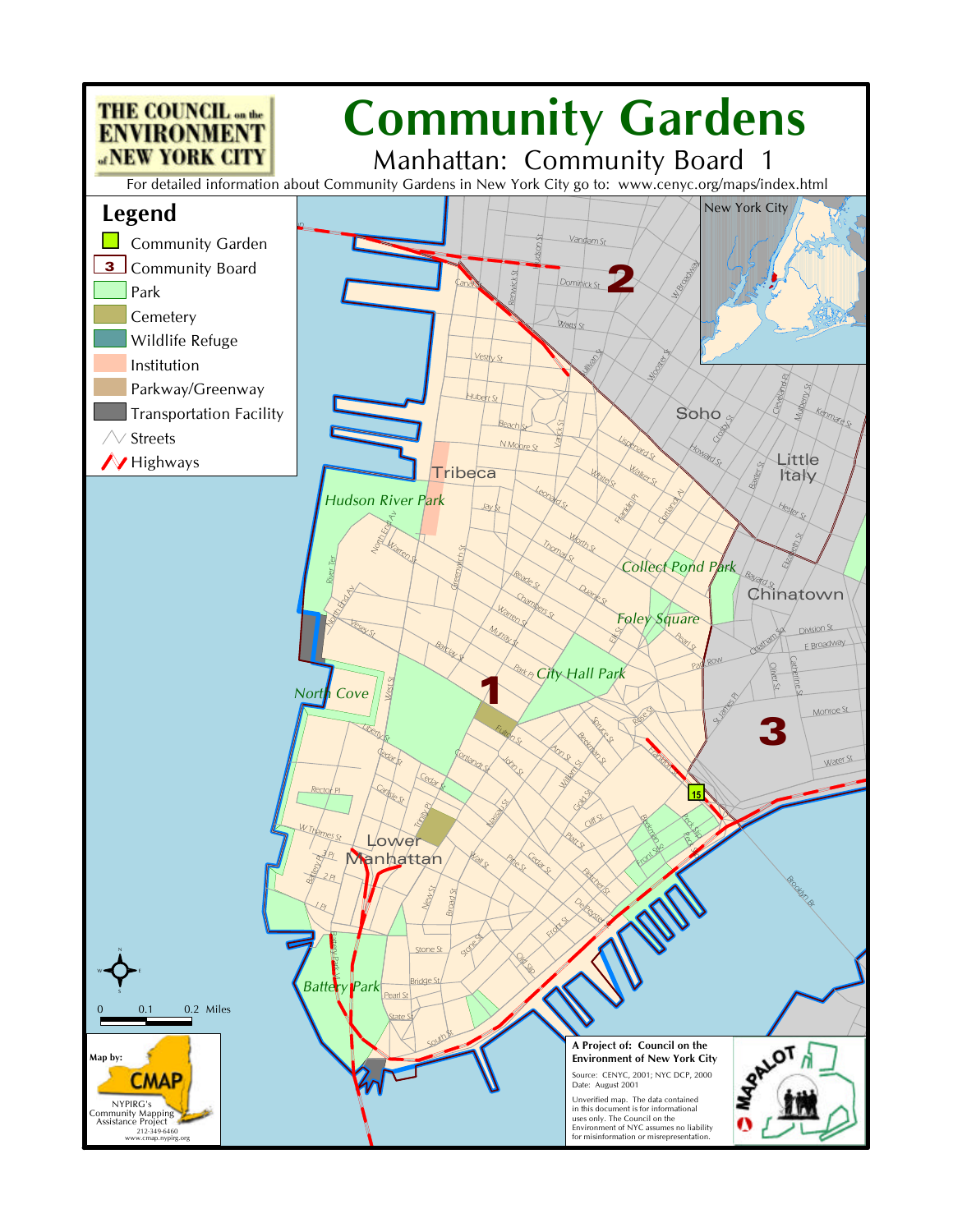THE COUNCIL on the ENVIRONMENT of NEW YORK CITY

# Community Gardens

## Manhattan: Community Board 1

For detailed information about Community Gardens in New York City go to: www.cenyc.org/maps/index.html

### Legend

- Community Garden
- Community Board
- Park
- Cemetery
- Wildlife Refuge
- Institution
- Parkway/Greenway
- Transportation Facility
- Streets
- Highways

0 0.1 0.2 Miles

Map by: CMAP
NYPIRG's Community Mapping Assistance Project
212-349-6460
www.cmap.nypirg.org

**A Project of: Council on the Environment of New York City**

Source: CENYC, 2001; NYC DCP, 2000
Date: August 2001

Unverified map. The data contained in this document is for informational uses only. The Council on the Environment of NYC assumes no liability for misinformation or misrepresentation.

MAPALOT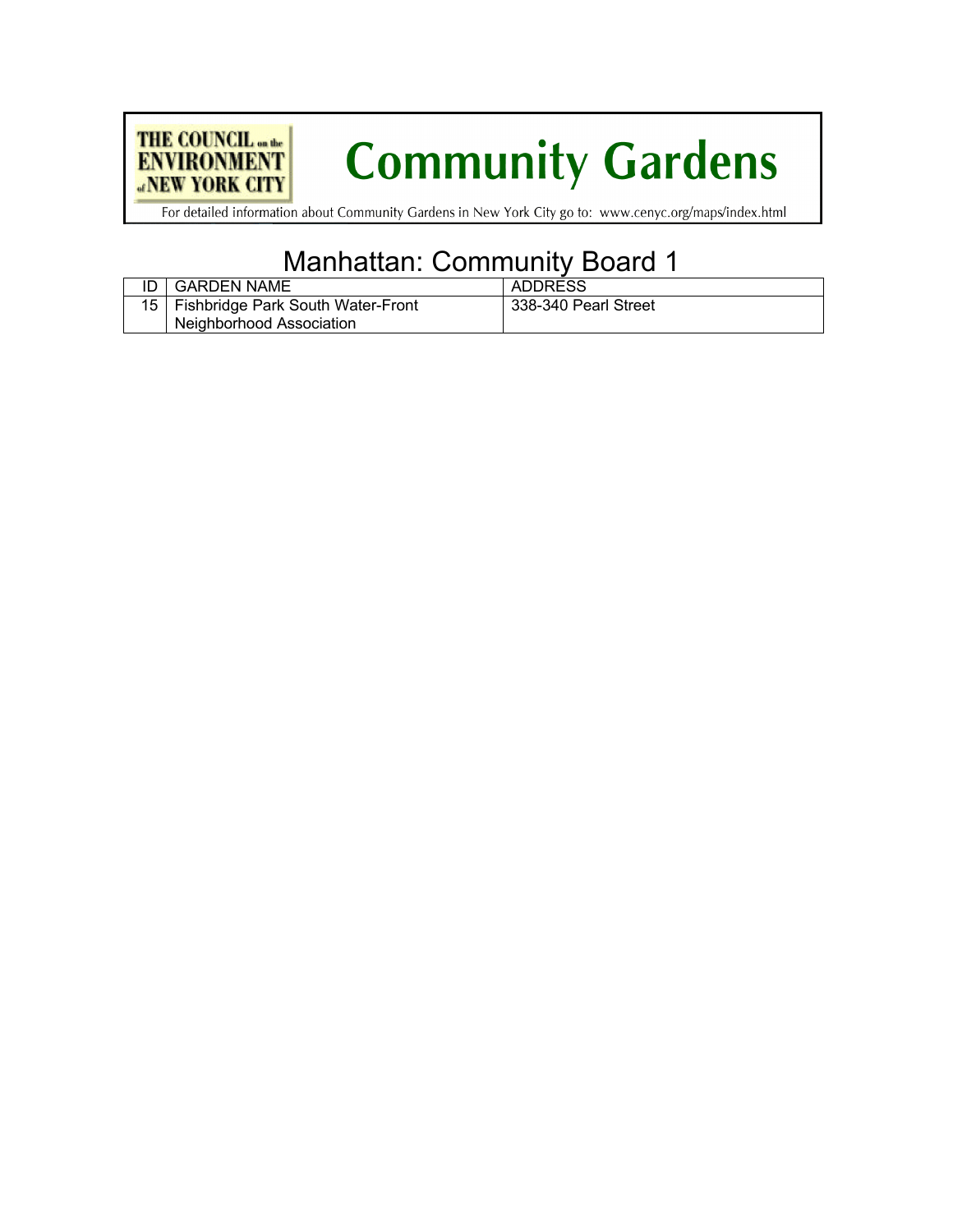THE COUNCIL on the ENVIRONMENT of NEW YORK CITY

# Community Gardens

For detailed information about Community Gardens in New York City go to: www.cenyc.org/maps/index.html

## Manhattan: Community Board 1

| ID | GARDEN NAME | ADDRESS |
|---|---|---|
| 15 | Fishbridge Park South Water-Front Neighborhood Association | 338-340 Pearl Street |